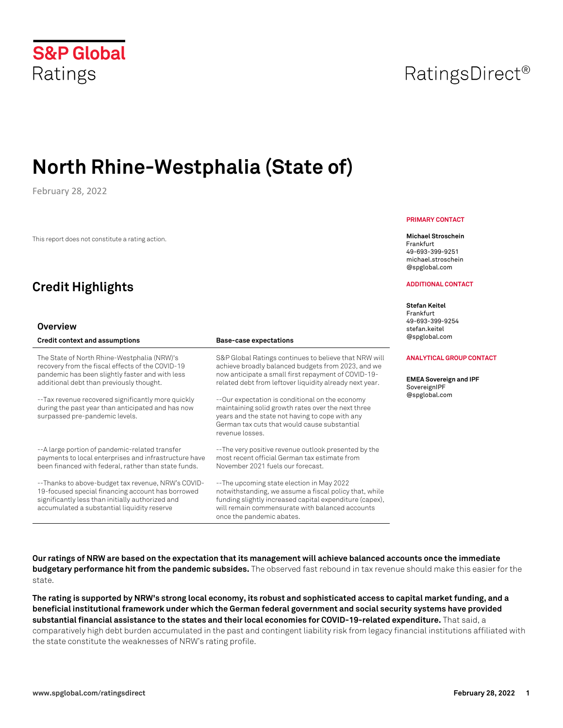S&P Global Ratings

RatingsDirect®

# North Rhine-Westphalia (State of)

February 28, 2022

This report does not constitute a rating action.

**PRIMARY CONTACT**

**Michael Stroschein**
Frankfurt
49-693-399-9251
michael.stroschein@spglobal.com

**ADDITIONAL CONTACT**

**Stefan Keitel**
Frankfurt
49-693-399-9254
stefan.keitel@spglobal.com

**ANALYTICAL GROUP CONTACT**

**EMEA Sovereign and IPF**
SovereignIPF@spglobal.com

## Credit Highlights

### Overview

| Credit context and assumptions | Base-case expectations |
|---|---|
| The State of North Rhine-Westphalia (NRW)'s recovery from the fiscal effects of the COVID-19 pandemic has been slightly faster and with less additional debt than previously thought. | S&P Global Ratings continues to believe that NRW will achieve broadly balanced budgets from 2023, and we now anticipate a small first repayment of COVID-19-related debt from leftover liquidity already next year. |
| --Tax revenue recovered significantly more quickly during the past year than anticipated and has now surpassed pre-pandemic levels. | --Our expectation is conditional on the economy maintaining solid growth rates over the next three years and the state not having to cope with any German tax cuts that would cause substantial revenue losses. |
| --A large portion of pandemic-related transfer payments to local enterprises and infrastructure have been financed with federal, rather than state funds. | --The very positive revenue outlook presented by the most recent official German tax estimate from November 2021 fuels our forecast. |
| --Thanks to above-budget tax revenue, NRW's COVID-19-focused special financing account has borrowed significantly less than initially authorized and accumulated a substantial liquidity reserve | --The upcoming state election in May 2022 notwithstanding, we assume a fiscal policy that, while funding slightly increased capital expenditure (capex), will remain commensurate with balanced accounts once the pandemic abates. |

**Our ratings of NRW are based on the expectation that its management will achieve balanced accounts once the immediate budgetary performance hit from the pandemic subsides.** The observed fast rebound in tax revenue should make this easier for the state.

**The rating is supported by NRW's strong local economy, its robust and sophisticated access to capital market funding, and a beneficial institutional framework under which the German federal government and social security systems have provided substantial financial assistance to the states and their local economies for COVID-19-related expenditure.** That said, a comparatively high debt burden accumulated in the past and contingent liability risk from legacy financial institutions affiliated with the state constitute the weaknesses of NRW's rating profile.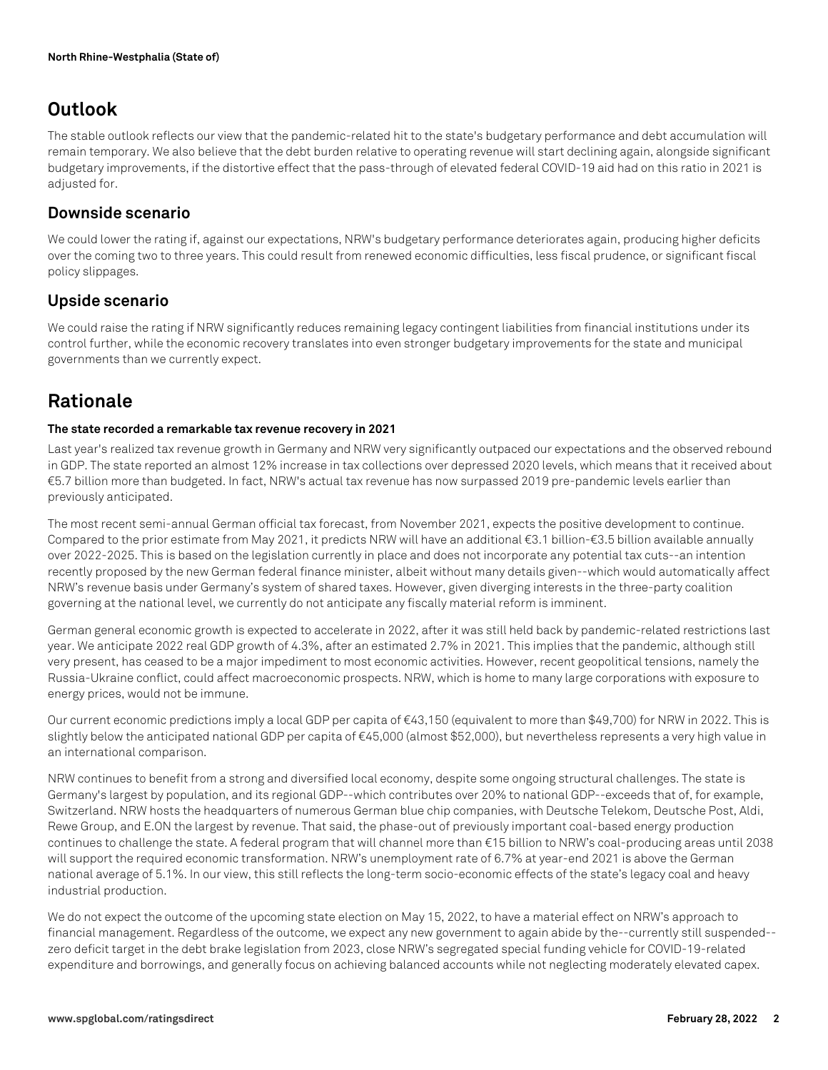## Outlook

The stable outlook reflects our view that the pandemic-related hit to the state's budgetary performance and debt accumulation will remain temporary. We also believe that the debt burden relative to operating revenue will start declining again, alongside significant budgetary improvements, if the distortive effect that the pass-through of elevated federal COVID-19 aid had on this ratio in 2021 is adjusted for.

### Downside scenario

We could lower the rating if, against our expectations, NRW's budgetary performance deteriorates again, producing higher deficits over the coming two to three years. This could result from renewed economic difficulties, less fiscal prudence, or significant fiscal policy slippages.

### Upside scenario

We could raise the rating if NRW significantly reduces remaining legacy contingent liabilities from financial institutions under its control further, while the economic recovery translates into even stronger budgetary improvements for the state and municipal governments than we currently expect.

## Rationale

#### The state recorded a remarkable tax revenue recovery in 2021

Last year's realized tax revenue growth in Germany and NRW very significantly outpaced our expectations and the observed rebound in GDP. The state reported an almost 12% increase in tax collections over depressed 2020 levels, which means that it received about €5.7 billion more than budgeted. In fact, NRW's actual tax revenue has now surpassed 2019 pre-pandemic levels earlier than previously anticipated.

The most recent semi-annual German official tax forecast, from November 2021, expects the positive development to continue. Compared to the prior estimate from May 2021, it predicts NRW will have an additional €3.1 billion-€3.5 billion available annually over 2022-2025. This is based on the legislation currently in place and does not incorporate any potential tax cuts--an intention recently proposed by the new German federal finance minister, albeit without many details given--which would automatically affect NRW's revenue basis under Germany's system of shared taxes. However, given diverging interests in the three-party coalition governing at the national level, we currently do not anticipate any fiscally material reform is imminent.

German general economic growth is expected to accelerate in 2022, after it was still held back by pandemic-related restrictions last year. We anticipate 2022 real GDP growth of 4.3%, after an estimated 2.7% in 2021. This implies that the pandemic, although still very present, has ceased to be a major impediment to most economic activities. However, recent geopolitical tensions, namely the Russia-Ukraine conflict, could affect macroeconomic prospects. NRW, which is home to many large corporations with exposure to energy prices, would not be immune.

Our current economic predictions imply a local GDP per capita of €43,150 (equivalent to more than $49,700) for NRW in 2022. This is slightly below the anticipated national GDP per capita of €45,000 (almost $52,000), but nevertheless represents a very high value in an international comparison.

NRW continues to benefit from a strong and diversified local economy, despite some ongoing structural challenges. The state is Germany's largest by population, and its regional GDP--which contributes over 20% to national GDP--exceeds that of, for example, Switzerland. NRW hosts the headquarters of numerous German blue chip companies, with Deutsche Telekom, Deutsche Post, Aldi, Rewe Group, and E.ON the largest by revenue. That said, the phase-out of previously important coal-based energy production continues to challenge the state. A federal program that will channel more than €15 billion to NRW's coal-producing areas until 2038 will support the required economic transformation. NRW's unemployment rate of 6.7% at year-end 2021 is above the German national average of 5.1%. In our view, this still reflects the long-term socio-economic effects of the state's legacy coal and heavy industrial production.

We do not expect the outcome of the upcoming state election on May 15, 2022, to have a material effect on NRW's approach to financial management. Regardless of the outcome, we expect any new government to again abide by the--currently still suspended--zero deficit target in the debt brake legislation from 2023, close NRW's segregated special funding vehicle for COVID-19-related expenditure and borrowings, and generally focus on achieving balanced accounts while not neglecting moderately elevated capex.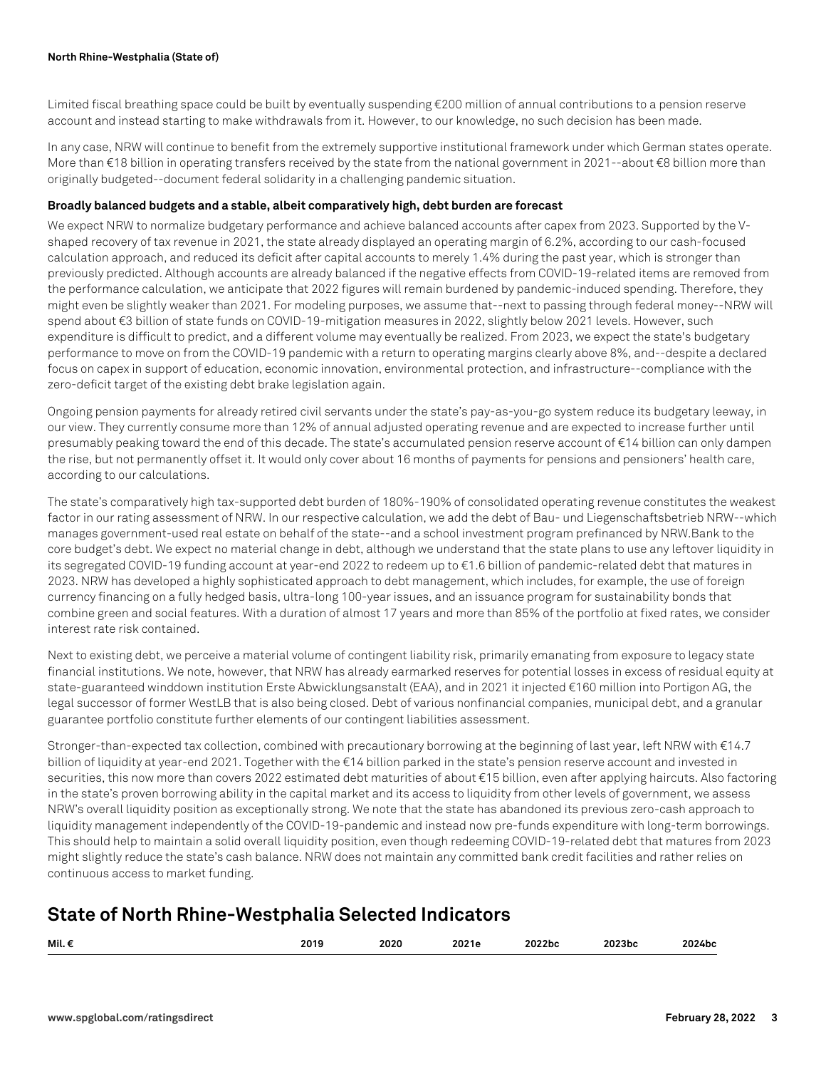Limited fiscal breathing space could be built by eventually suspending €200 million of annual contributions to a pension reserve account and instead starting to make withdrawals from it. However, to our knowledge, no such decision has been made.

In any case, NRW will continue to benefit from the extremely supportive institutional framework under which German states operate. More than €18 billion in operating transfers received by the state from the national government in 2021--about €8 billion more than originally budgeted--document federal solidarity in a challenging pandemic situation.

**Broadly balanced budgets and a stable, albeit comparatively high, debt burden are forecast**

We expect NRW to normalize budgetary performance and achieve balanced accounts after capex from 2023. Supported by the V-shaped recovery of tax revenue in 2021, the state already displayed an operating margin of 6.2%, according to our cash-focused calculation approach, and reduced its deficit after capital accounts to merely 1.4% during the past year, which is stronger than previously predicted. Although accounts are already balanced if the negative effects from COVID-19-related items are removed from the performance calculation, we anticipate that 2022 figures will remain burdened by pandemic-induced spending. Therefore, they might even be slightly weaker than 2021. For modeling purposes, we assume that--next to passing through federal money--NRW will spend about €3 billion of state funds on COVID-19-mitigation measures in 2022, slightly below 2021 levels. However, such expenditure is difficult to predict, and a different volume may eventually be realized. From 2023, we expect the state's budgetary performance to move on from the COVID-19 pandemic with a return to operating margins clearly above 8%, and--despite a declared focus on capex in support of education, economic innovation, environmental protection, and infrastructure--compliance with the zero-deficit target of the existing debt brake legislation again.

Ongoing pension payments for already retired civil servants under the state's pay-as-you-go system reduce its budgetary leeway, in our view. They currently consume more than 12% of annual adjusted operating revenue and are expected to increase further until presumably peaking toward the end of this decade. The state's accumulated pension reserve account of €14 billion can only dampen the rise, but not permanently offset it. It would only cover about 16 months of payments for pensions and pensioners' health care, according to our calculations.

The state's comparatively high tax-supported debt burden of 180%-190% of consolidated operating revenue constitutes the weakest factor in our rating assessment of NRW. In our respective calculation, we add the debt of Bau- und Liegenschaftsbetrieb NRW--which manages government-used real estate on behalf of the state--and a school investment program prefinanced by NRW.Bank to the core budget's debt. We expect no material change in debt, although we understand that the state plans to use any leftover liquidity in its segregated COVID-19 funding account at year-end 2022 to redeem up to €1.6 billion of pandemic-related debt that matures in 2023. NRW has developed a highly sophisticated approach to debt management, which includes, for example, the use of foreign currency financing on a fully hedged basis, ultra-long 100-year issues, and an issuance program for sustainability bonds that combine green and social features. With a duration of almost 17 years and more than 85% of the portfolio at fixed rates, we consider interest rate risk contained.

Next to existing debt, we perceive a material volume of contingent liability risk, primarily emanating from exposure to legacy state financial institutions. We note, however, that NRW has already earmarked reserves for potential losses in excess of residual equity at state-guaranteed winddown institution Erste Abwicklungsanstalt (EAA), and in 2021 it injected €160 million into Portigon AG, the legal successor of former WestLB that is also being closed. Debt of various nonfinancial companies, municipal debt, and a granular guarantee portfolio constitute further elements of our contingent liabilities assessment.

Stronger-than-expected tax collection, combined with precautionary borrowing at the beginning of last year, left NRW with €14.7 billion of liquidity at year-end 2021. Together with the €14 billion parked in the state's pension reserve account and invested in securities, this now more than covers 2022 estimated debt maturities of about €15 billion, even after applying haircuts. Also factoring in the state's proven borrowing ability in the capital market and its access to liquidity from other levels of government, we assess NRW's overall liquidity position as exceptionally strong. We note that the state has abandoned its previous zero-cash approach to liquidity management independently of the COVID-19-pandemic and instead now pre-funds expenditure with long-term borrowings. This should help to maintain a solid overall liquidity position, even though redeeming COVID-19-related debt that matures from 2023 might slightly reduce the state's cash balance. NRW does not maintain any committed bank credit facilities and rather relies on continuous access to market funding.

## State of North Rhine-Westphalia Selected Indicators

| Mil. € | 2019 | 2020 | 2021e | 2022bc | 2023bc | 2024bc |
|---|---|---|---|---|---|---|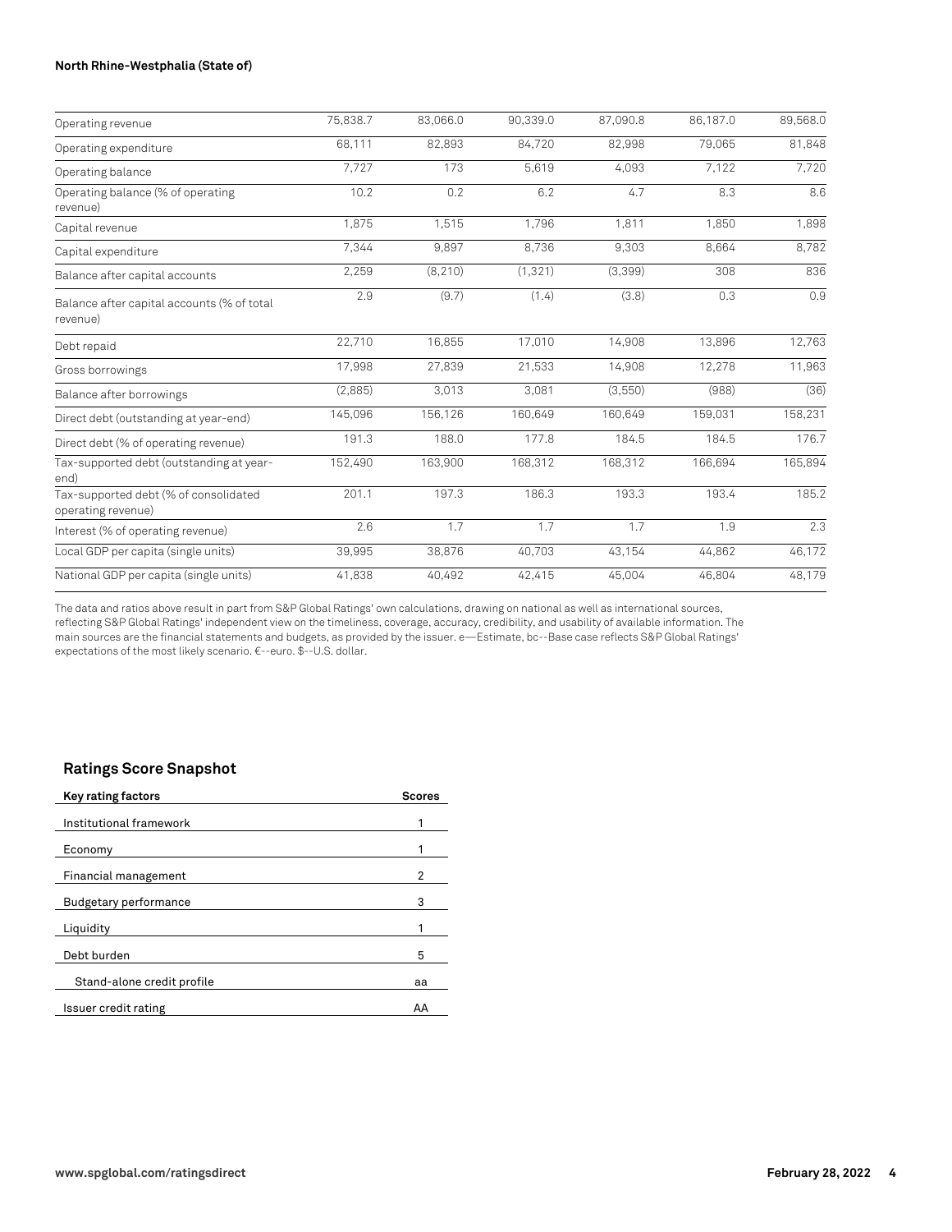| | | | | | | |
|---|---|---|---|---|---|---|
| Operating revenue | 75,838.7 | 83,066.0 | 90,339.0 | 87,090.8 | 86,187.0 | 89,568.0 |
| Operating expenditure | 68,111 | 82,893 | 84,720 | 82,998 | 79,065 | 81,848 |
| Operating balance | 7,727 | 173 | 5,619 | 4,093 | 7,122 | 7,720 |
| Operating balance (% of operating revenue) | 10.2 | 0.2 | 6.2 | 4.7 | 8.3 | 8.6 |
| Capital revenue | 1,875 | 1,515 | 1,796 | 1,811 | 1,850 | 1,898 |
| Capital expenditure | 7,344 | 9,897 | 8,736 | 9,303 | 8,664 | 8,782 |
| Balance after capital accounts | 2,259 | (8,210) | (1,321) | (3,399) | 308 | 836 |
| Balance after capital accounts (% of total revenue) | 2.9 | (9.7) | (1.4) | (3.8) | 0.3 | 0.9 |
| Debt repaid | 22,710 | 16,855 | 17,010 | 14,908 | 13,896 | 12,763 |
| Gross borrowings | 17,998 | 27,839 | 21,533 | 14,908 | 12,278 | 11,963 |
| Balance after borrowings | (2,885) | 3,013 | 3,081 | (3,550) | (988) | (36) |
| Direct debt (outstanding at year-end) | 145,096 | 156,126 | 160,649 | 160,649 | 159,031 | 158,231 |
| Direct debt (% of operating revenue) | 191.3 | 188.0 | 177.8 | 184.5 | 184.5 | 176.7 |
| Tax-supported debt (outstanding at year-end) | 152,490 | 163,900 | 168,312 | 168,312 | 166,694 | 165,894 |
| Tax-supported debt (% of consolidated operating revenue) | 201.1 | 197.3 | 186.3 | 193.3 | 193.4 | 185.2 |
| Interest (% of operating revenue) | 2.6 | 1.7 | 1.7 | 1.7 | 1.9 | 2.3 |
| Local GDP per capita (single units) | 39,995 | 38,876 | 40,703 | 43,154 | 44,862 | 46,172 |
| National GDP per capita (single units) | 41,838 | 40,492 | 42,415 | 45,004 | 46,804 | 48,179 |

The data and ratios above result in part from S&P Global Ratings' own calculations, drawing on national as well as international sources, reflecting S&P Global Ratings' independent view on the timeliness, coverage, accuracy, credibility, and usability of available information. The main sources are the financial statements and budgets, as provided by the issuer. e—Estimate, bc--Base case reflects S&P Global Ratings' expectations of the most likely scenario. €--euro. $--U.S. dollar.

## Ratings Score Snapshot

| Key rating factors | Scores |
|---|---|
| Institutional framework | 1 |
| Economy | 1 |
| Financial management | 2 |
| Budgetary performance | 3 |
| Liquidity | 1 |
| Debt burden | 5 |
| Stand-alone credit profile | aa |
| Issuer credit rating | AA |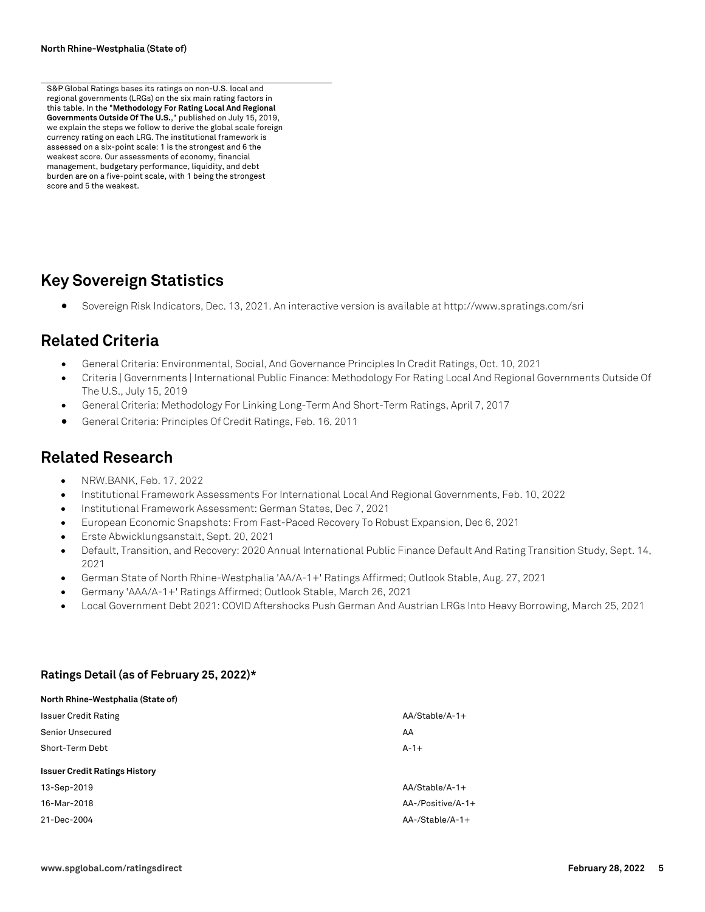S&P Global Ratings bases its ratings on non-U.S. local and regional governments (LRGs) on the six main rating factors in this table. In the "**Methodology For Rating Local And Regional Governments Outside Of The U.S.**," published on July 15, 2019, we explain the steps we follow to derive the global scale foreign currency rating on each LRG. The institutional framework is assessed on a six-point scale: 1 is the strongest and 6 the weakest score. Our assessments of economy, financial management, budgetary performance, liquidity, and debt burden are on a five-point scale, with 1 being the strongest score and 5 the weakest.

## Key Sovereign Statistics

- Sovereign Risk Indicators, Dec. 13, 2021. An interactive version is available at http://www.spratings.com/sri

## Related Criteria

- General Criteria: Environmental, Social, And Governance Principles In Credit Ratings, Oct. 10, 2021
- Criteria | Governments | International Public Finance: Methodology For Rating Local And Regional Governments Outside Of The U.S., July 15, 2019
- General Criteria: Methodology For Linking Long-Term And Short-Term Ratings, April 7, 2017
- General Criteria: Principles Of Credit Ratings, Feb. 16, 2011

## Related Research

- NRW.BANK, Feb. 17, 2022
- Institutional Framework Assessments For International Local And Regional Governments, Feb. 10, 2022
- Institutional Framework Assessment: German States, Dec 7, 2021
- European Economic Snapshots: From Fast-Paced Recovery To Robust Expansion, Dec 6, 2021
- Erste Abwicklungsanstalt, Sept. 20, 2021
- Default, Transition, and Recovery: 2020 Annual International Public Finance Default And Rating Transition Study, Sept. 14, 2021
- German State of North Rhine-Westphalia 'AA/A-1+' Ratings Affirmed; Outlook Stable, Aug. 27, 2021
- Germany 'AAA/A-1+' Ratings Affirmed; Outlook Stable, March 26, 2021
- Local Government Debt 2021: COVID Aftershocks Push German And Austrian LRGs Into Heavy Borrowing, March 25, 2021

### Ratings Detail (as of February 25, 2022)*

| **North Rhine-Westphalia (State of)** | |
|---|---|
| Issuer Credit Rating | AA/Stable/A-1+ |
| Senior Unsecured | AA |
| Short-Term Debt | A-1+ |
| **Issuer Credit Ratings History** | |
| 13-Sep-2019 | AA/Stable/A-1+ |
| 16-Mar-2018 | AA-/Positive/A-1+ |
| 21-Dec-2004 | AA-/Stable/A-1+ |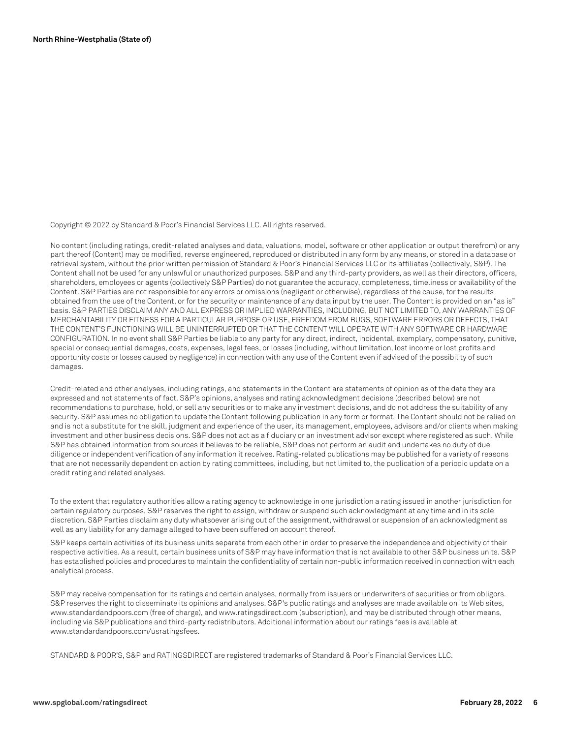Copyright © 2022 by Standard & Poor's Financial Services LLC. All rights reserved.

No content (including ratings, credit-related analyses and data, valuations, model, software or other application or output therefrom) or any part thereof (Content) may be modified, reverse engineered, reproduced or distributed in any form by any means, or stored in a database or retrieval system, without the prior written permission of Standard & Poor's Financial Services LLC or its affiliates (collectively, S&P). The Content shall not be used for any unlawful or unauthorized purposes. S&P and any third-party providers, as well as their directors, officers, shareholders, employees or agents (collectively S&P Parties) do not guarantee the accuracy, completeness, timeliness or availability of the Content. S&P Parties are not responsible for any errors or omissions (negligent or otherwise), regardless of the cause, for the results obtained from the use of the Content, or for the security or maintenance of any data input by the user. The Content is provided on an "as is" basis. S&P PARTIES DISCLAIM ANY AND ALL EXPRESS OR IMPLIED WARRANTIES, INCLUDING, BUT NOT LIMITED TO, ANY WARRANTIES OF MERCHANTABILITY OR FITNESS FOR A PARTICULAR PURPOSE OR USE, FREEDOM FROM BUGS, SOFTWARE ERRORS OR DEFECTS, THAT THE CONTENT'S FUNCTIONING WILL BE UNINTERRUPTED OR THAT THE CONTENT WILL OPERATE WITH ANY SOFTWARE OR HARDWARE CONFIGURATION. In no event shall S&P Parties be liable to any party for any direct, indirect, incidental, exemplary, compensatory, punitive, special or consequential damages, costs, expenses, legal fees, or losses (including, without limitation, lost income or lost profits and opportunity costs or losses caused by negligence) in connection with any use of the Content even if advised of the possibility of such damages.

Credit-related and other analyses, including ratings, and statements in the Content are statements of opinion as of the date they are expressed and not statements of fact. S&P's opinions, analyses and rating acknowledgment decisions (described below) are not recommendations to purchase, hold, or sell any securities or to make any investment decisions, and do not address the suitability of any security. S&P assumes no obligation to update the Content following publication in any form or format. The Content should not be relied on and is not a substitute for the skill, judgment and experience of the user, its management, employees, advisors and/or clients when making investment and other business decisions. S&P does not act as a fiduciary or an investment advisor except where registered as such. While S&P has obtained information from sources it believes to be reliable, S&P does not perform an audit and undertakes no duty of due diligence or independent verification of any information it receives. Rating-related publications may be published for a variety of reasons that are not necessarily dependent on action by rating committees, including, but not limited to, the publication of a periodic update on a credit rating and related analyses.

To the extent that regulatory authorities allow a rating agency to acknowledge in one jurisdiction a rating issued in another jurisdiction for certain regulatory purposes, S&P reserves the right to assign, withdraw or suspend such acknowledgment at any time and in its sole discretion. S&P Parties disclaim any duty whatsoever arising out of the assignment, withdrawal or suspension of an acknowledgment as well as any liability for any damage alleged to have been suffered on account thereof.

S&P keeps certain activities of its business units separate from each other in order to preserve the independence and objectivity of their respective activities. As a result, certain business units of S&P may have information that is not available to other S&P business units. S&P has established policies and procedures to maintain the confidentiality of certain non-public information received in connection with each analytical process.

S&P may receive compensation for its ratings and certain analyses, normally from issuers or underwriters of securities or from obligors. S&P reserves the right to disseminate its opinions and analyses. S&P's public ratings and analyses are made available on its Web sites, www.standardandpoors.com (free of charge), and www.ratingsdirect.com (subscription), and may be distributed through other means, including via S&P publications and third-party redistributors. Additional information about our ratings fees is available at www.standardandpoors.com/usratingsfees.

STANDARD & POOR'S, S&P and RATINGSDIRECT are registered trademarks of Standard & Poor's Financial Services LLC.